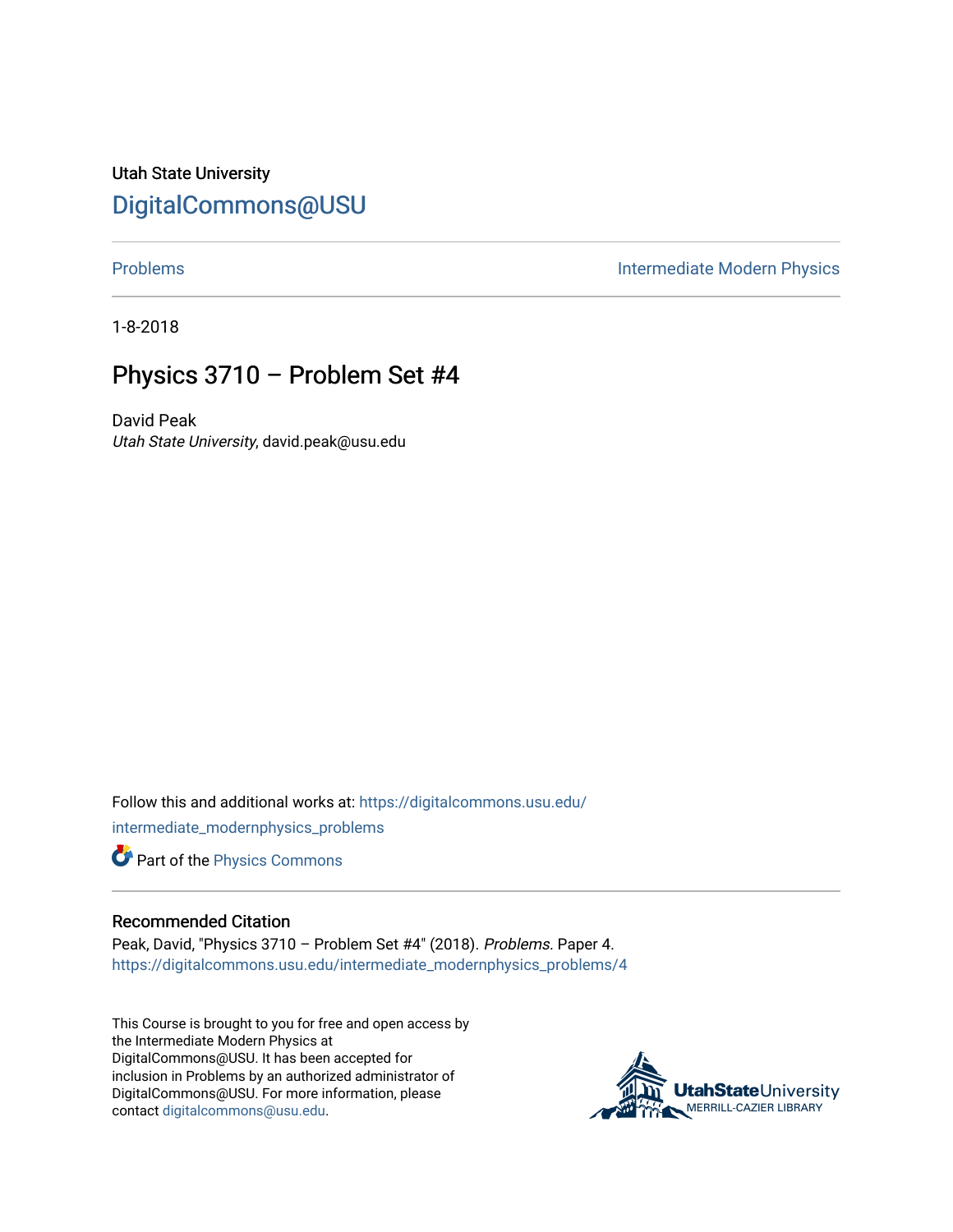Utah State University

# DigitalCommons@USU

Problems | Intermediate Modern Physics

1-8-2018

## Physics 3710 – Problem Set #4

David Peak

*Utah State University*, david.peak@usu.edu

Follow this and additional works at: https://digitalcommons.usu.edu/intermediate_modernphysics_problems

Part of the Physics Commons

### Recommended Citation

Peak, David, "Physics 3710 – Problem Set #4" (2018). *Problems.* Paper 4.
https://digitalcommons.usu.edu/intermediate_modernphysics_problems/4

This Course is brought to you for free and open access by the Intermediate Modern Physics at DigitalCommons@USU. It has been accepted for inclusion in Problems by an authorized administrator of DigitalCommons@USU. For more information, please contact digitalcommons@usu.edu.

UtahStateUniversity
MERRILL-CAZIER LIBRARY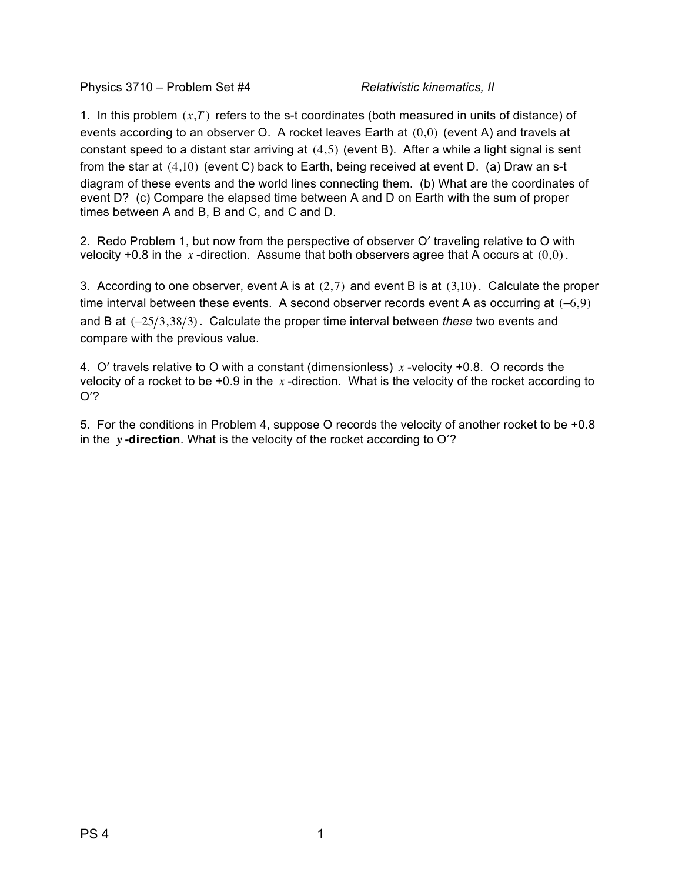Physics 3710 – Problem Set #4 *Relativistic kinematics, II*

1. In this problem $(x,T)$ refers to the s-t coordinates (both measured in units of distance) of events according to an observer O. A rocket leaves Earth at $(0,0)$ (event A) and travels at constant speed to a distant star arriving at $(4,5)$ (event B). After a while a light signal is sent from the star at $(4,10)$ (event C) back to Earth, being received at event D. (a) Draw an s-t diagram of these events and the world lines connecting them. (b) What are the coordinates of event D? (c) Compare the elapsed time between A and D on Earth with the sum of proper times between A and B, B and C, and C and D.

2. Redo Problem 1, but now from the perspective of observer O′ traveling relative to O with velocity +0.8 in the $x$-direction. Assume that both observers agree that A occurs at $(0,0)$.

3. According to one observer, event A is at $(2,7)$ and event B is at $(3,10)$. Calculate the proper time interval between these events. A second observer records event A as occurring at $(-6,9)$ and B at $(-25/3, 38/3)$. Calculate the proper time interval between *these* two events and compare with the previous value.

4. O′ travels relative to O with a constant (dimensionless) $x$-velocity +0.8. O records the velocity of a rocket to be +0.9 in the $x$-direction. What is the velocity of the rocket according to O′?

5. For the conditions in Problem 4, suppose O records the velocity of another rocket to be +0.8 in the $\boldsymbol{y}$ **-direction**. What is the velocity of the rocket according to O′?